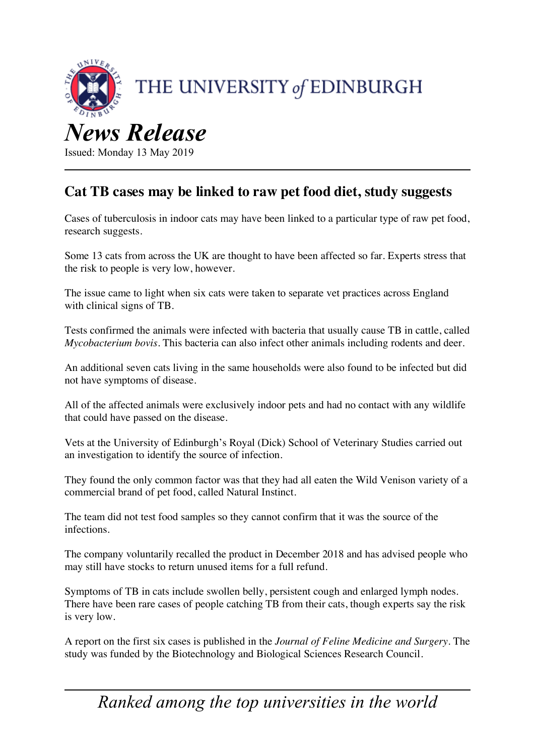THE UNIVERSITY *of* EDINBURGH

# *News Release*

Issued: Monday 13 May 2019

---

## Cat TB cases may be linked to raw pet food diet, study suggests

Cases of tuberculosis in indoor cats may have been linked to a particular type of raw pet food, research suggests.

Some 13 cats from across the UK are thought to have been affected so far. Experts stress that the risk to people is very low, however.

The issue came to light when six cats were taken to separate vet practices across England with clinical signs of TB.

Tests confirmed the animals were infected with bacteria that usually cause TB in cattle, called *Mycobacterium bovis*. This bacteria can also infect other animals including rodents and deer.

An additional seven cats living in the same households were also found to be infected but did not have symptoms of disease.

All of the affected animals were exclusively indoor pets and had no contact with any wildlife that could have passed on the disease.

Vets at the University of Edinburgh's Royal (Dick) School of Veterinary Studies carried out an investigation to identify the source of infection.

They found the only common factor was that they had all eaten the Wild Venison variety of a commercial brand of pet food, called Natural Instinct.

The team did not test food samples so they cannot confirm that it was the source of the infections.

The company voluntarily recalled the product in December 2018 and has advised people who may still have stocks to return unused items for a full refund.

Symptoms of TB in cats include swollen belly, persistent cough and enlarged lymph nodes. There have been rare cases of people catching TB from their cats, though experts say the risk is very low.

A report on the first six cases is published in the *Journal of Feline Medicine and Surgery*. The study was funded by the Biotechnology and Biological Sciences Research Council.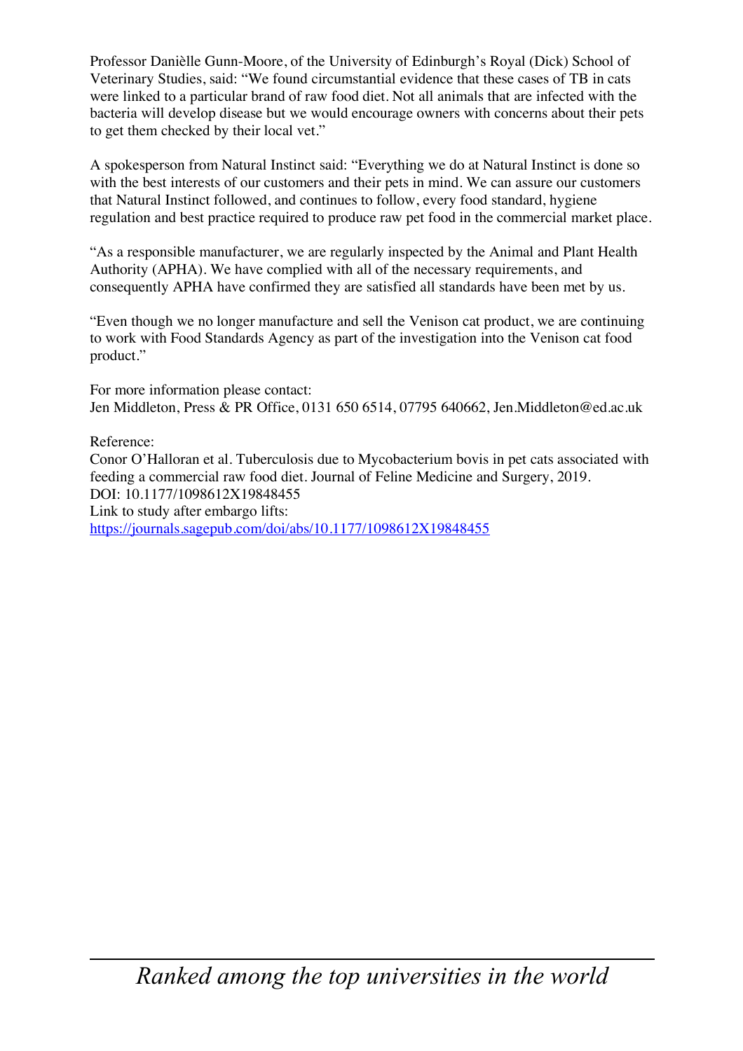Professor Danièlle Gunn-Moore, of the University of Edinburgh's Royal (Dick) School of Veterinary Studies, said: "We found circumstantial evidence that these cases of TB in cats were linked to a particular brand of raw food diet. Not all animals that are infected with the bacteria will develop disease but we would encourage owners with concerns about their pets to get them checked by their local vet."

A spokesperson from Natural Instinct said: "Everything we do at Natural Instinct is done so with the best interests of our customers and their pets in mind. We can assure our customers that Natural Instinct followed, and continues to follow, every food standard, hygiene regulation and best practice required to produce raw pet food in the commercial market place.

"As a responsible manufacturer, we are regularly inspected by the Animal and Plant Health Authority (APHA). We have complied with all of the necessary requirements, and consequently APHA have confirmed they are satisfied all standards have been met by us.

"Even though we no longer manufacture and sell the Venison cat product, we are continuing to work with Food Standards Agency as part of the investigation into the Venison cat food product."

For more information please contact:
Jen Middleton, Press & PR Office, 0131 650 6514, 07795 640662, Jen.Middleton@ed.ac.uk

Reference:
Conor O'Halloran et al. Tuberculosis due to Mycobacterium bovis in pet cats associated with feeding a commercial raw food diet. Journal of Feline Medicine and Surgery, 2019.
DOI: 10.1177/1098612X19848455
Link to study after embargo lifts:
https://journals.sagepub.com/doi/abs/10.1177/1098612X19848455